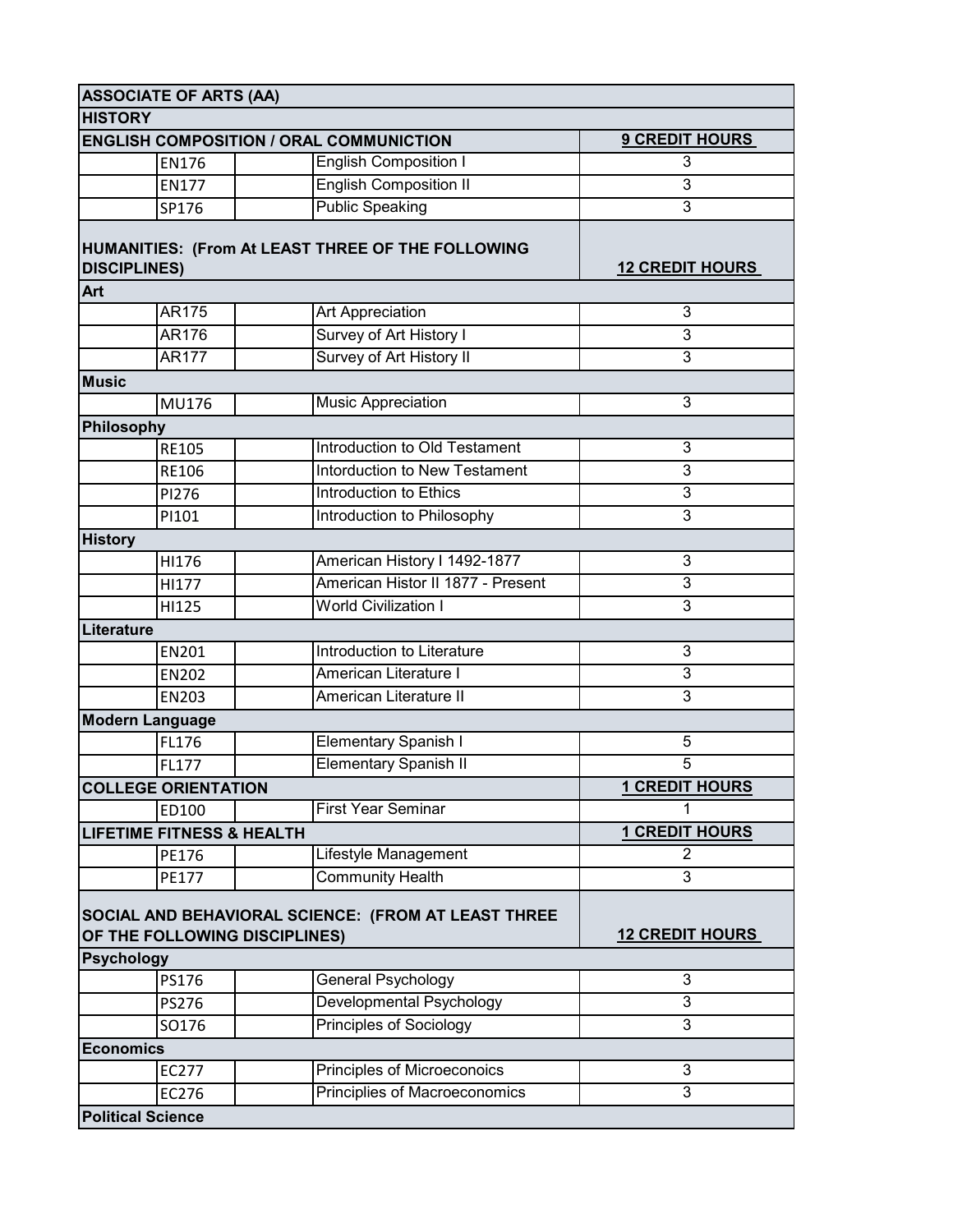| ASSOCIATE OF ARTS (AA) | | | |
|---|---|---|---|
| **HISTORY** | | | |
| **ENGLISH COMPOSITION / ORAL COMMUNICTION** | | | **9 CREDIT HOURS** |
| EN176 | | English Composition I | 3 |
| EN177 | | English Composition II | 3 |
| SP176 | | Public Speaking | 3 |
| **HUMANITIES: (From At LEAST THREE OF THE FOLLOWING DISCIPLINES)** | | | **12 CREDIT HOURS** |
| **Art** | | | |
| AR175 | | Art Appreciation | 3 |
| AR176 | | Survey of Art History I | 3 |
| AR177 | | Survey of Art History II | 3 |
| **Music** | | | |
| MU176 | | Music Appreciation | 3 |
| **Philosophy** | | | |
| RE105 | | Introduction to Old Testament | 3 |
| RE106 | | Intorduction to New Testament | 3 |
| PI276 | | Introduction to Ethics | 3 |
| PI101 | | Introduction to Philosophy | 3 |
| **History** | | | |
| HI176 | | American History I 1492-1877 | 3 |
| HI177 | | American Histor II 1877 - Present | 3 |
| HI125 | | World Civilization I | 3 |
| **Literature** | | | |
| EN201 | | Introduction to Literature | 3 |
| EN202 | | American Literature I | 3 |
| EN203 | | American Literature II | 3 |
| **Modern Language** | | | |
| FL176 | | Elementary Spanish I | 5 |
| FL177 | | Elementary Spanish II | 5 |
| **COLLEGE ORIENTATION** | | | **1 CREDIT HOURS** |
| ED100 | | First Year Seminar | 1 |
| **LIFETIME FITNESS & HEALTH** | | | **1 CREDIT HOURS** |
| PE176 | | Lifestyle Management | 2 |
| PE177 | | Community Health | 3 |
| **SOCIAL AND BEHAVIORAL SCIENCE: (FROM AT LEAST THREE OF THE FOLLOWING DISCIPLINES)** | | | **12 CREDIT HOURS** |
| **Psychology** | | | |
| PS176 | | General Psychology | 3 |
| PS276 | | Developmental Psychology | 3 |
| SO176 | | Principles of Sociology | 3 |
| **Economics** | | | |
| EC277 | | Principles of Microeconoics | 3 |
| EC276 | | Princliplies of Macroeconomics | 3 |
| **Political Science** | | | |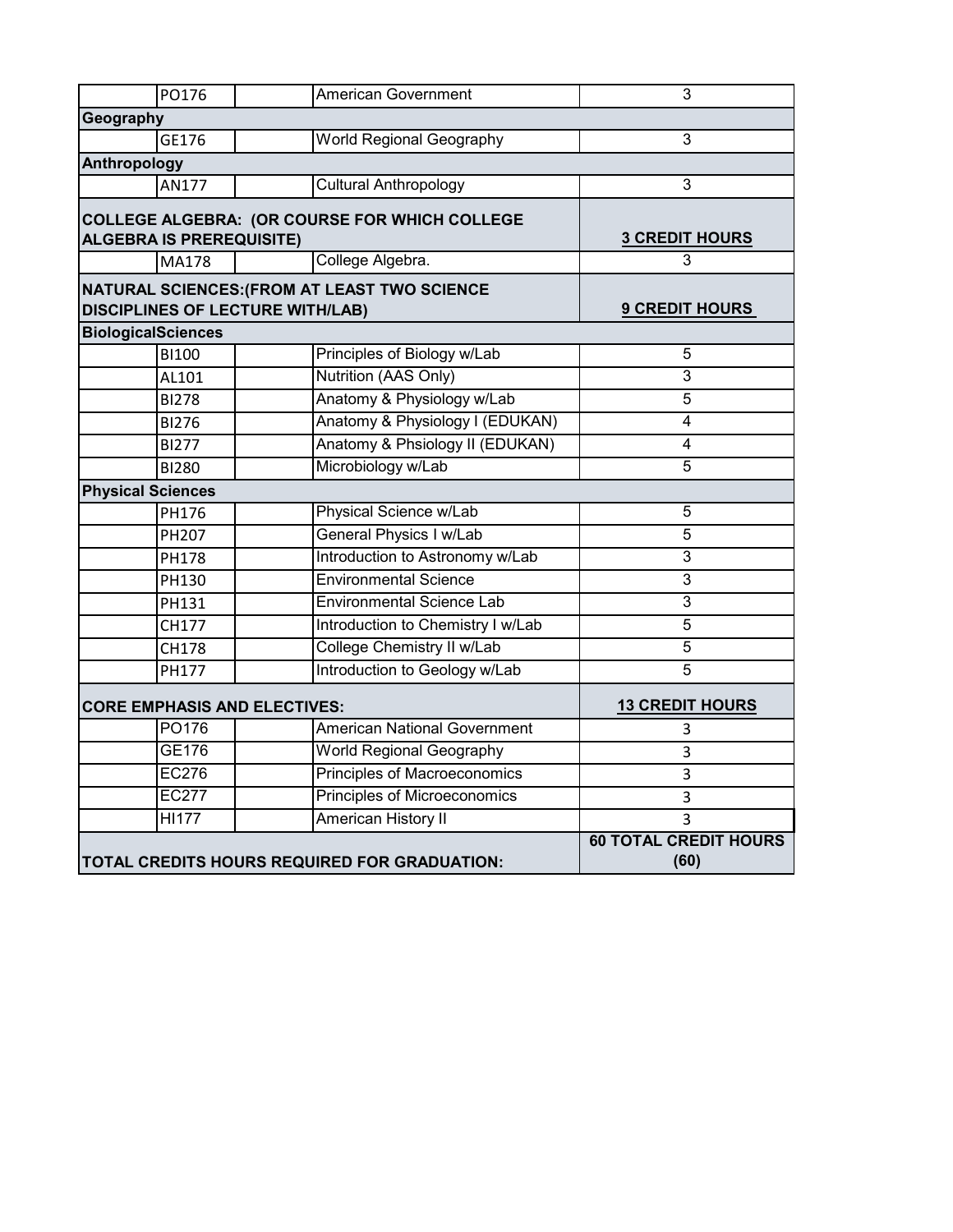| | | | | |
|---|---|---|---|---|
| | PO176 | | American Government | 3 |
| **Geography** | | | | |
| | GE176 | | World Regional Geography | 3 |
| **Anthropology** | | | | |
| | AN177 | | Cultural Anthropology | 3 |
| **COLLEGE ALGEBRA: (OR COURSE FOR WHICH COLLEGE ALGEBRA IS PREREQUISITE)** | | | | **3 CREDIT HOURS** |
| | MA178 | | College Algebra. | 3 |
| **NATURAL SCIENCES:(FROM AT LEAST TWO SCIENCE DISCIPLINES OF LECTURE WITH/LAB)** | | | | **9 CREDIT HOURS** |
| **BiologicalSciences** | | | | |
| | BI100 | | Principles of Biology w/Lab | 5 |
| | AL101 | | Nutrition (AAS Only) | 3 |
| | BI278 | | Anatomy & Physiology w/Lab | 5 |
| | BI276 | | Anatomy & Physiology I (EDUKAN) | 4 |
| | BI277 | | Anatomy & Phsiology II (EDUKAN) | 4 |
| | BI280 | | Microbiology w/Lab | 5 |
| **Physical Sciences** | | | | |
| | PH176 | | Physical Science w/Lab | 5 |
| | PH207 | | General Physics I w/Lab | 5 |
| | PH178 | | Introduction to Astronomy w/Lab | 3 |
| | PH130 | | Environmental Science | 3 |
| | PH131 | | Environmental Science Lab | 3 |
| | CH177 | | Introduction to Chemistry I w/Lab | 5 |
| | CH178 | | College Chemistry II w/Lab | 5 |
| | PH177 | | Introduction to Geology w/Lab | 5 |
| **CORE EMPHASIS AND ELECTIVES:** | | | | **13 CREDIT HOURS** |
| | PO176 | | American National Government | 3 |
| | GE176 | | World Regional Geography | 3 |
| | EC276 | | Principles of Macroeconomics | 3 |
| | EC277 | | Principles of Microeconomics | 3 |
| | HI177 | | American History II | 3 |
| **TOTAL CREDITS HOURS REQUIRED FOR GRADUATION:** | | | | **60 TOTAL CREDIT HOURS (60)** |